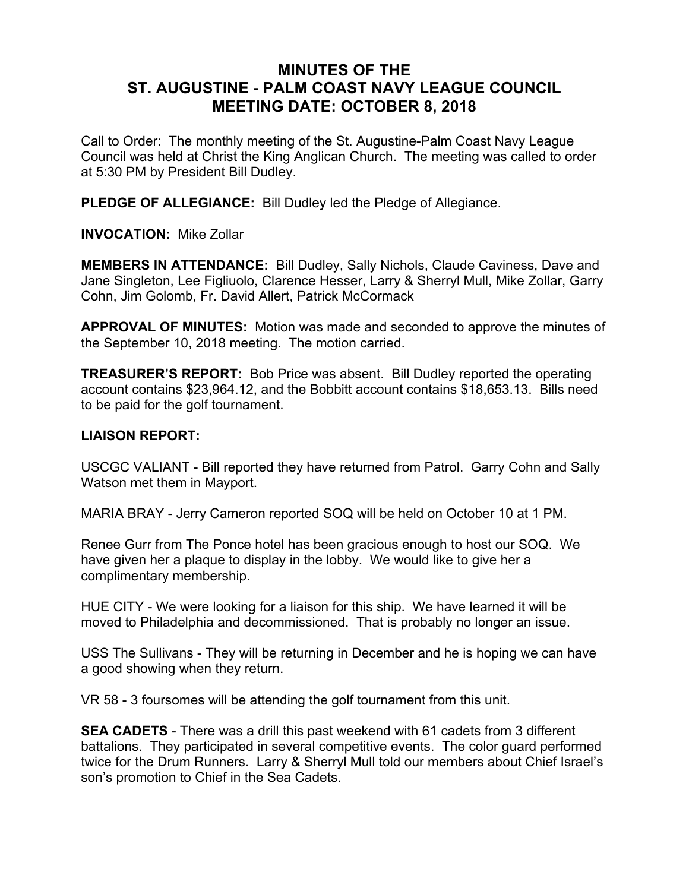# MINUTES OF THE ST. AUGUSTINE - PALM COAST NAVY LEAGUE COUNCIL MEETING DATE: OCTOBER 8, 2018

Call to Order: The monthly meeting of the St. Augustine-Palm Coast Navy League Council was held at Christ the King Anglican Church. The meeting was called to order at 5:30 PM by President Bill Dudley.

**PLEDGE OF ALLEGIANCE:** Bill Dudley led the Pledge of Allegiance.

**INVOCATION:** Mike Zollar

**MEMBERS IN ATTENDANCE:** Bill Dudley, Sally Nichols, Claude Caviness, Dave and Jane Singleton, Lee Figliuolo, Clarence Hesser, Larry & Sherryl Mull, Mike Zollar, Garry Cohn, Jim Golomb, Fr. David Allert, Patrick McCormack

**APPROVAL OF MINUTES:** Motion was made and seconded to approve the minutes of the September 10, 2018 meeting. The motion carried.

**TREASURER'S REPORT:** Bob Price was absent. Bill Dudley reported the operating account contains $23,964.12, and the Bobbitt account contains $18,653.13. Bills need to be paid for the golf tournament.

**LIAISON REPORT:**

USCGC VALIANT - Bill reported they have returned from Patrol. Garry Cohn and Sally Watson met them in Mayport.

MARIA BRAY - Jerry Cameron reported SOQ will be held on October 10 at 1 PM.

Renee Gurr from The Ponce hotel has been gracious enough to host our SOQ. We have given her a plaque to display in the lobby. We would like to give her a complimentary membership.

HUE CITY - We were looking for a liaison for this ship. We have learned it will be moved to Philadelphia and decommissioned. That is probably no longer an issue.

USS The Sullivans - They will be returning in December and he is hoping we can have a good showing when they return.

VR 58 - 3 foursomes will be attending the golf tournament from this unit.

**SEA CADETS** - There was a drill this past weekend with 61 cadets from 3 different battalions. They participated in several competitive events. The color guard performed twice for the Drum Runners. Larry & Sherryl Mull told our members about Chief Israel's son's promotion to Chief in the Sea Cadets.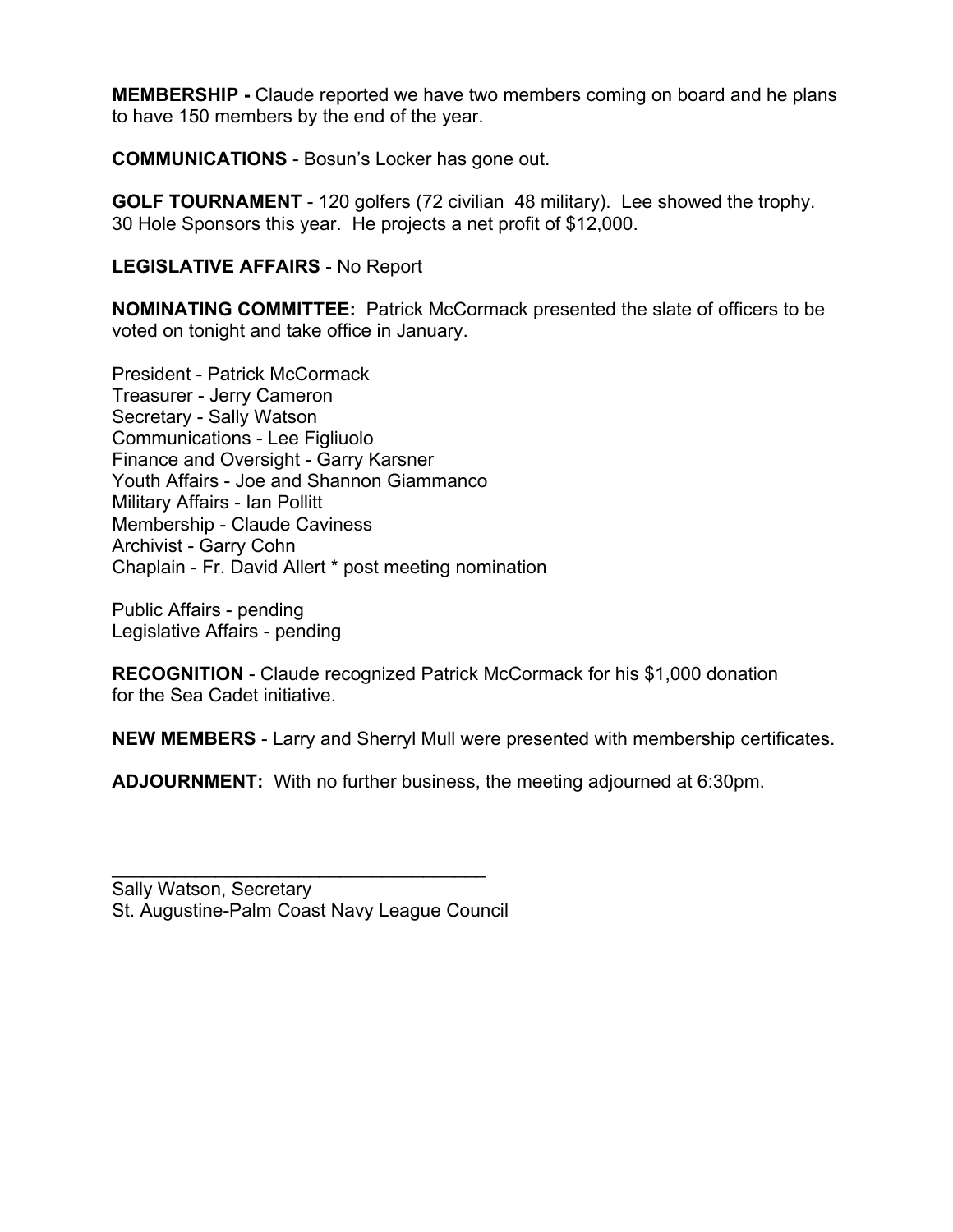**MEMBERSHIP -** Claude reported we have two members coming on board and he plans to have 150 members by the end of the year.

**COMMUNICATIONS** - Bosun's Locker has gone out.

**GOLF TOURNAMENT** - 120 golfers (72 civilian 48 military). Lee showed the trophy. 30 Hole Sponsors this year. He projects a net profit of $12,000.

**LEGISLATIVE AFFAIRS** - No Report

**NOMINATING COMMITTEE:** Patrick McCormack presented the slate of officers to be voted on tonight and take office in January.

President - Patrick McCormack
Treasurer - Jerry Cameron
Secretary - Sally Watson
Communications - Lee Figliuolo
Finance and Oversight - Garry Karsner
Youth Affairs - Joe and Shannon Giammanco
Military Affairs - Ian Pollitt
Membership - Claude Caviness
Archivist - Garry Cohn
Chaplain - Fr. David Allert * post meeting nomination

Public Affairs - pending
Legislative Affairs - pending

**RECOGNITION** - Claude recognized Patrick McCormack for his $1,000 donation for the Sea Cadet initiative.

**NEW MEMBERS** - Larry and Sherryl Mull were presented with membership certificates.

**ADJOURNMENT:** With no further business, the meeting adjourned at 6:30pm.

_____________________________________
Sally Watson, Secretary
St. Augustine-Palm Coast Navy League Council